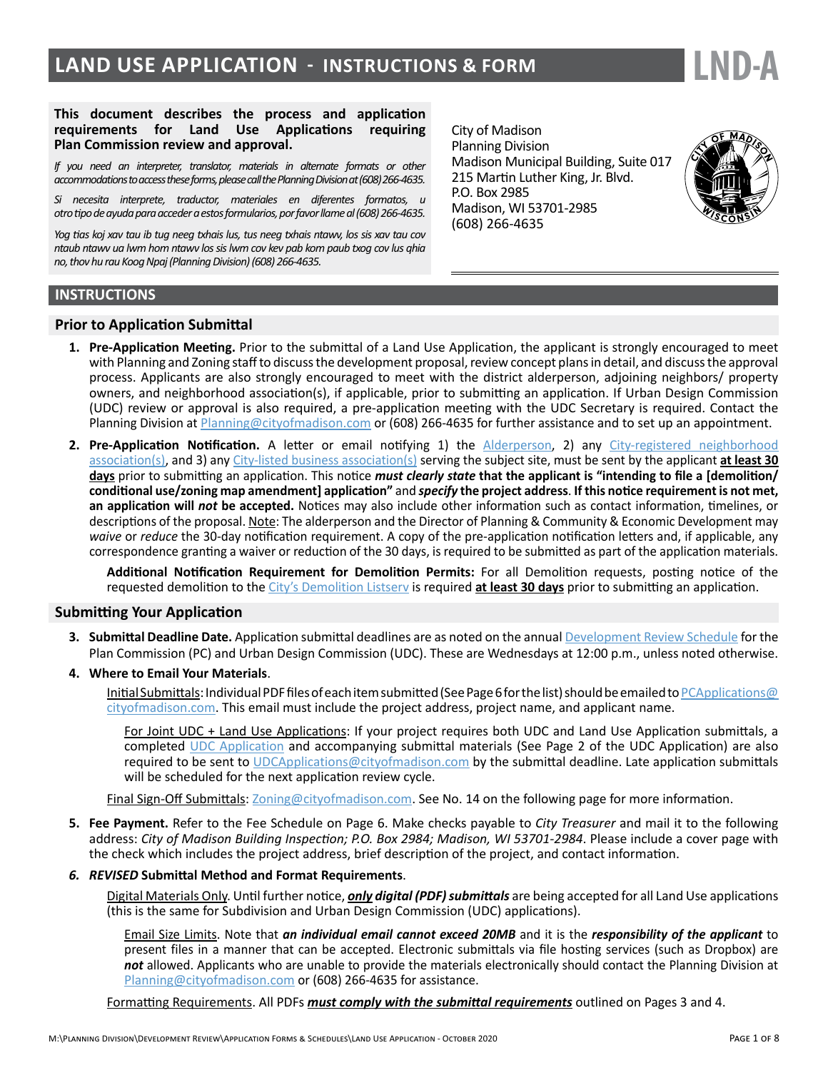# LAND USE APPLICATION - INSTRUCTIONS & FORM

**LND-A**

**This document describes the process and application requirements for Land Use Applications requiring Plan Commission review and approval.**

*If you need an interpreter, translator, materials in alternate formats or other accommodations to access these forms, please call the Planning Division at (608) 266-4635.*

*Si necesita interprete, traductor, materiales en diferentes formatos, u otro tipo de ayuda para acceder a estos formularios, por favor llame al (608) 266-4635.*

*Yog tias koj xav tau ib tug neeg txhais lus, tus neeg txhais ntawv, los sis xav tau cov ntaub ntawv ua lwm hom ntawv los sis lwm cov kev pab kom paub txog cov lus qhia no, thov hu rau Koog Npaj (Planning Division) (608) 266-4635.*

City of Madison
Planning Division
Madison Municipal Building, Suite 017
215 Martin Luther King, Jr. Blvd.
P.O. Box 2985
Madison, WI 53701-2985
(608) 266-4635

## INSTRUCTIONS

### Prior to Application Submittal

1. **Pre-Application Meeting.** Prior to the submittal of a Land Use Application, the applicant is strongly encouraged to meet with Planning and Zoning staff to discuss the development proposal, review concept plans in detail, and discuss the approval process. Applicants are also strongly encouraged to meet with the district alderperson, adjoining neighbors/ property owners, and neighborhood association(s), if applicable, prior to submitting an application. If Urban Design Commission (UDC) review or approval is also required, a pre-application meeting with the UDC Secretary is required. Contact the Planning Division at Planning@cityofmadison.com or (608) 266-4635 for further assistance and to set up an appointment.

2. **Pre-Application Notification.** A letter or email notifying 1) the Alderperson, 2) any City-registered neighborhood association(s), and 3) any City-listed business association(s) serving the subject site, must be sent by the applicant **at least 30 days** prior to submitting an application. This notice ***must clearly state*** **that the applicant is "intending to file a [demolition/ conditional use/zoning map amendment] application"** and ***specify*** **the project address**. **If this notice requirement is not met, an application will *not* be accepted.** Notices may also include other information such as contact information, timelines, or descriptions of the proposal. Note: The alderperson and the Director of Planning & Community & Economic Development may *waive* or *reduce* the 30-day notification requirement. A copy of the pre-application notification letters and, if applicable, any correspondence granting a waiver or reduction of the 30 days, is required to be submitted as part of the application materials.

   **Additional Notification Requirement for Demolition Permits:** For all Demolition requests, posting notice of the requested demolition to the City's Demolition Listserv is required **at least 30 days** prior to submitting an application.

### Submitting Your Application

3. **Submittal Deadline Date.** Application submittal deadlines are as noted on the annual Development Review Schedule for the Plan Commission (PC) and Urban Design Commission (UDC). These are Wednesdays at 12:00 p.m., unless noted otherwise.

4. **Where to Email Your Materials**.

   Initial Submittals: Individual PDF files of each item submitted (See Page 6 for the list) should be emailed to PCApplications@cityofmadison.com. This email must include the project address, project name, and applicant name.

   For Joint UDC + Land Use Applications: If your project requires both UDC and Land Use Application submittals, a completed UDC Application and accompanying submittal materials (See Page 2 of the UDC Application) are also required to be sent to UDCApplications@cityofmadison.com by the submittal deadline. Late application submittals will be scheduled for the next application review cycle.

   Final Sign-Off Submittals: Zoning@cityofmadison.com. See No. 14 on the following page for more information.

5. **Fee Payment.** Refer to the Fee Schedule on Page 6. Make checks payable to *City Treasurer* and mail it to the following address: *City of Madison Building Inspection; P.O. Box 2984; Madison, WI 53701-2984*. Please include a cover page with the check which includes the project address, brief description of the project, and contact information.

6. ***REVISED*** **Submittal Method and Format Requirements**.

   Digital Materials Only. Until further notice, ***only digital (PDF) submittals*** are being accepted for all Land Use applications (this is the same for Subdivision and Urban Design Commission (UDC) applications).

   Email Size Limits. Note that ***an individual email cannot exceed 20MB*** and it is the ***responsibility of the applicant*** to present files in a manner that can be accepted. Electronic submittals via file hosting services (such as Dropbox) are ***not*** allowed. Applicants who are unable to provide the materials electronically should contact the Planning Division at Planning@cityofmadison.com or (608) 266-4635 for assistance.

   Formatting Requirements. All PDFs ***must comply with the submittal requirements*** outlined on Pages 3 and 4.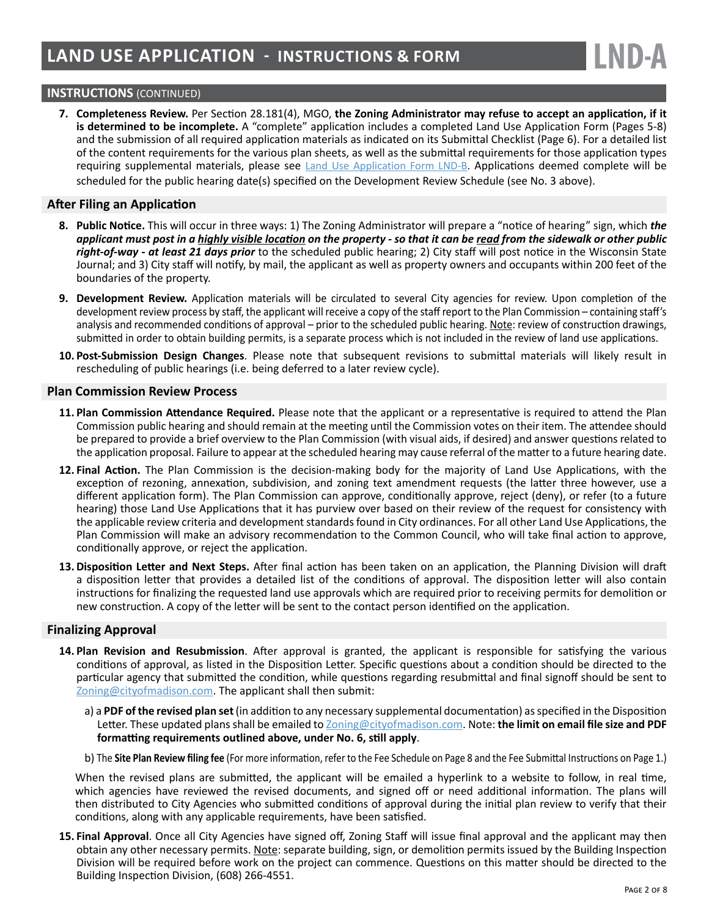# LAND USE APPLICATION - INSTRUCTIONS & FORM

**LND-A**

## INSTRUCTIONS (CONTINUED)

7. **Completeness Review.** Per Section 28.181(4), MGO, **the Zoning Administrator may refuse to accept an application, if it is determined to be incomplete.** A "complete" application includes a completed Land Use Application Form (Pages 5-8) and the submission of all required application materials as indicated on its Submittal Checklist (Page 6). For a detailed list of the content requirements for the various plan sheets, as well as the submittal requirements for those application types requiring supplemental materials, please see Land Use Application Form LND-B. Applications deemed complete will be scheduled for the public hearing date(s) specified on the Development Review Schedule (see No. 3 above).

### After Filing an Application

8. **Public Notice.** This will occur in three ways: 1) The Zoning Administrator will prepare a "notice of hearing" sign, which ***the applicant must post in a highly visible location on the property - so that it can be read from the sidewalk or other public right-of-way - at least 21 days prior*** to the scheduled public hearing; 2) City staff will post notice in the Wisconsin State Journal; and 3) City staff will notify, by mail, the applicant as well as property owners and occupants within 200 feet of the boundaries of the property.

9. **Development Review.** Application materials will be circulated to several City agencies for review. Upon completion of the development review process by staff, the applicant will receive a copy of the staff report to the Plan Commission – containing staff's analysis and recommended conditions of approval – prior to the scheduled public hearing. Note: review of construction drawings, submitted in order to obtain building permits, is a separate process which is not included in the review of land use applications.

10. **Post-Submission Design Changes**. Please note that subsequent revisions to submittal materials will likely result in rescheduling of public hearings (i.e. being deferred to a later review cycle).

### Plan Commission Review Process

11. **Plan Commission Attendance Required.** Please note that the applicant or a representative is required to attend the Plan Commission public hearing and should remain at the meeting until the Commission votes on their item. The attendee should be prepared to provide a brief overview to the Plan Commission (with visual aids, if desired) and answer questions related to the application proposal. Failure to appear at the scheduled hearing may cause referral of the matter to a future hearing date.

12. **Final Action.** The Plan Commission is the decision-making body for the majority of Land Use Applications, with the exception of rezoning, annexation, subdivision, and zoning text amendment requests (the latter three however, use a different application form). The Plan Commission can approve, conditionally approve, reject (deny), or refer (to a future hearing) those Land Use Applications that it has purview over based on their review of the request for consistency with the applicable review criteria and development standards found in City ordinances. For all other Land Use Applications, the Plan Commission will make an advisory recommendation to the Common Council, who will take final action to approve, conditionally approve, or reject the application.

13. **Disposition Letter and Next Steps.** After final action has been taken on an application, the Planning Division will draft a disposition letter that provides a detailed list of the conditions of approval. The disposition letter will also contain instructions for finalizing the requested land use approvals which are required prior to receiving permits for demolition or new construction. A copy of the letter will be sent to the contact person identified on the application.

### Finalizing Approval

14. **Plan Revision and Resubmission**. After approval is granted, the applicant is responsible for satisfying the various conditions of approval, as listed in the Disposition Letter. Specific questions about a condition should be directed to the particular agency that submitted the condition, while questions regarding resubmittal and final signoff should be sent to Zoning@cityofmadison.com. The applicant shall then submit:

    a) a **PDF of the revised plan set** (in addition to any necessary supplemental documentation) as specified in the Disposition Letter. These updated plans shall be emailed to Zoning@cityofmadison.com. Note: **the limit on email file size and PDF formatting requirements outlined above, under No. 6, still apply**.

    b) The **Site Plan Review filing fee** (For more information, refer to the Fee Schedule on Page 8 and the Fee Submittal Instructions on Page 1.)

    When the revised plans are submitted, the applicant will be emailed a hyperlink to a website to follow, in real time, which agencies have reviewed the revised documents, and signed off or need additional information. The plans will then distributed to City Agencies who submitted conditions of approval during the initial plan review to verify that their conditions, along with any applicable requirements, have been satisfied.

15. **Final Approval**. Once all City Agencies have signed off, Zoning Staff will issue final approval and the applicant may then obtain any other necessary permits. Note: separate building, sign, or demolition permits issued by the Building Inspection Division will be required before work on the project can commence. Questions on this matter should be directed to the Building Inspection Division, (608) 266-4551.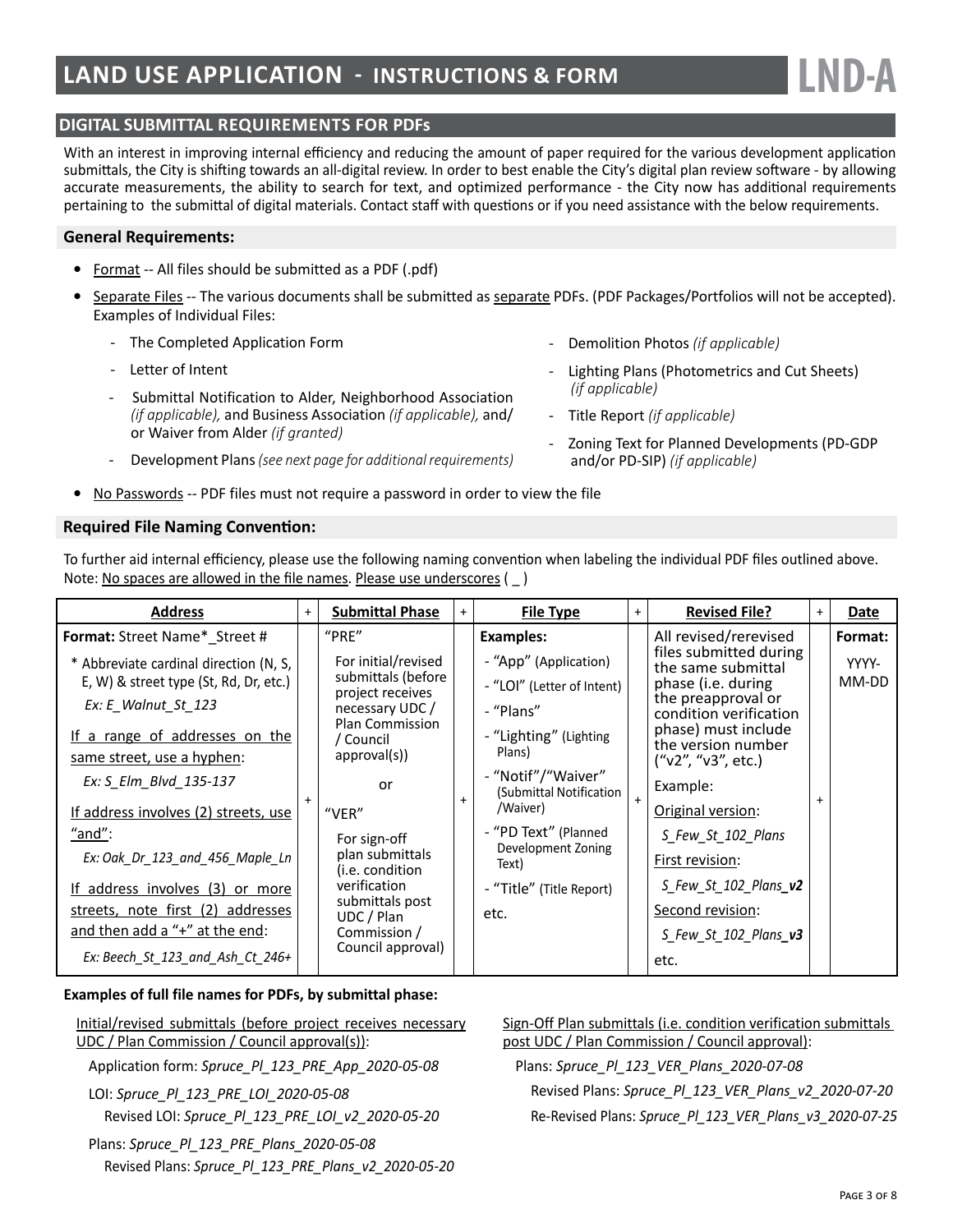# LAND USE APPLICATION - INSTRUCTIONS & FORM

**LND-A**

## DIGITAL SUBMITTAL REQUIREMENTS FOR PDFs

With an interest in improving internal efficiency and reducing the amount of paper required for the various development application submittals, the City is shifting towards an all-digital review. In order to best enable the City's digital plan review software - by allowing accurate measurements, the ability to search for text, and optimized performance - the City now has additional requirements pertaining to the submittal of digital materials. Contact staff with questions or if you need assistance with the below requirements.

### General Requirements:

- Format -- All files should be submitted as a PDF (.pdf)
- Separate Files -- The various documents shall be submitted as separate PDFs. (PDF Packages/Portfolios will not be accepted). Examples of Individual Files:
  - The Completed Application Form
  - Letter of Intent
  - Submittal Notification to Alder, Neighborhood Association *(if applicable),* and Business Association *(if applicable),* and/or Waiver from Alder *(if granted)*
  - Development Plans *(see next page for additional requirements)*
  - Demolition Photos *(if applicable)*
  - Lighting Plans (Photometrics and Cut Sheets) *(if applicable)*
  - Title Report *(if applicable)*
  - Zoning Text for Planned Developments (PD-GDP and/or PD-SIP) *(if applicable)*
- No Passwords -- PDF files must not require a password in order to view the file

### Required File Naming Convention:

To further aid internal efficiency, please use the following naming convention when labeling the individual PDF files outlined above. Note: No spaces are allowed in the file names. Please use underscores ( _ )

| Address | + | Submittal Phase | + | File Type | + | Revised File? | + | Date |
|---|---|---|---|---|---|---|---|---|
| **Format:** Street Name*_Street #<br><br>* Abbreviate cardinal direction (N, S, E, W) & street type (St, Rd, Dr, etc.)<br>*Ex: E_Walnut_St_123*<br><br>If a range of addresses on the same street, use a hyphen:<br>*Ex: S_Elm_Blvd_135-137*<br><br>If address involves (2) streets, use "and":<br>*Ex: Oak_Dr_123_and_456_Maple_Ln*<br><br>If address involves (3) or more streets, note first (2) addresses and then add a "+" at the end:<br>*Ex: Beech_St_123_and_Ash_Ct_246+* | + | "PRE"<br>For initial/revised submittals (before project receives necessary UDC / Plan Commission / Council approval(s))<br><br>or<br><br>"VER"<br>For sign-off plan submittals (i.e. condition verification submittals post UDC / Plan Commission / Council approval) | + | **Examples:**<br>- "App" (Application)<br>- "LOI" (Letter of Intent)<br>- "Plans"<br>- "Lighting" (Lighting Plans)<br>- "Notif"/"Waiver" (Submittal Notification /Waiver)<br>- "PD Text" (Planned Development Zoning Text)<br>- "Title" (Title Report)<br>etc. | + | All revised/rerevised files submitted during the same submittal phase (i.e. during the preapproval or condition verification phase) must include the version number ("v2", "v3", etc.)<br><br>Example:<br>Original version:<br>*S_Few_St_102_Plans*<br>First revision:<br>*S_Few_St_102_Plans_**v2***<br>Second revision:<br>*S_Few_St_102_Plans_**v3***<br>etc. | + | **Format:**<br>YYYY-MM-DD |

**Examples of full file names for PDFs, by submittal phase:**

Initial/revised submittals (before project receives necessary UDC / Plan Commission / Council approval(s)):

- Application form: *Spruce_Pl_123_PRE_App_2020-05-08*
- LOI: *Spruce_Pl_123_PRE_LOI_2020-05-08*
  - Revised LOI: *Spruce_Pl_123_PRE_LOI_v2_2020-05-20*
- Plans: *Spruce_Pl_123_PRE_Plans_2020-05-08*
  - Revised Plans: *Spruce_Pl_123_PRE_Plans_v2_2020-05-20*

Sign-Off Plan submittals (i.e. condition verification submittals post UDC / Plan Commission / Council approval):

- Plans: *Spruce_Pl_123_VER_Plans_2020-07-08*
  - Revised Plans: *Spruce_Pl_123_VER_Plans_v2_2020-07-20*
  - Re-Revised Plans: *Spruce_Pl_123_VER_Plans_v3_2020-07-25*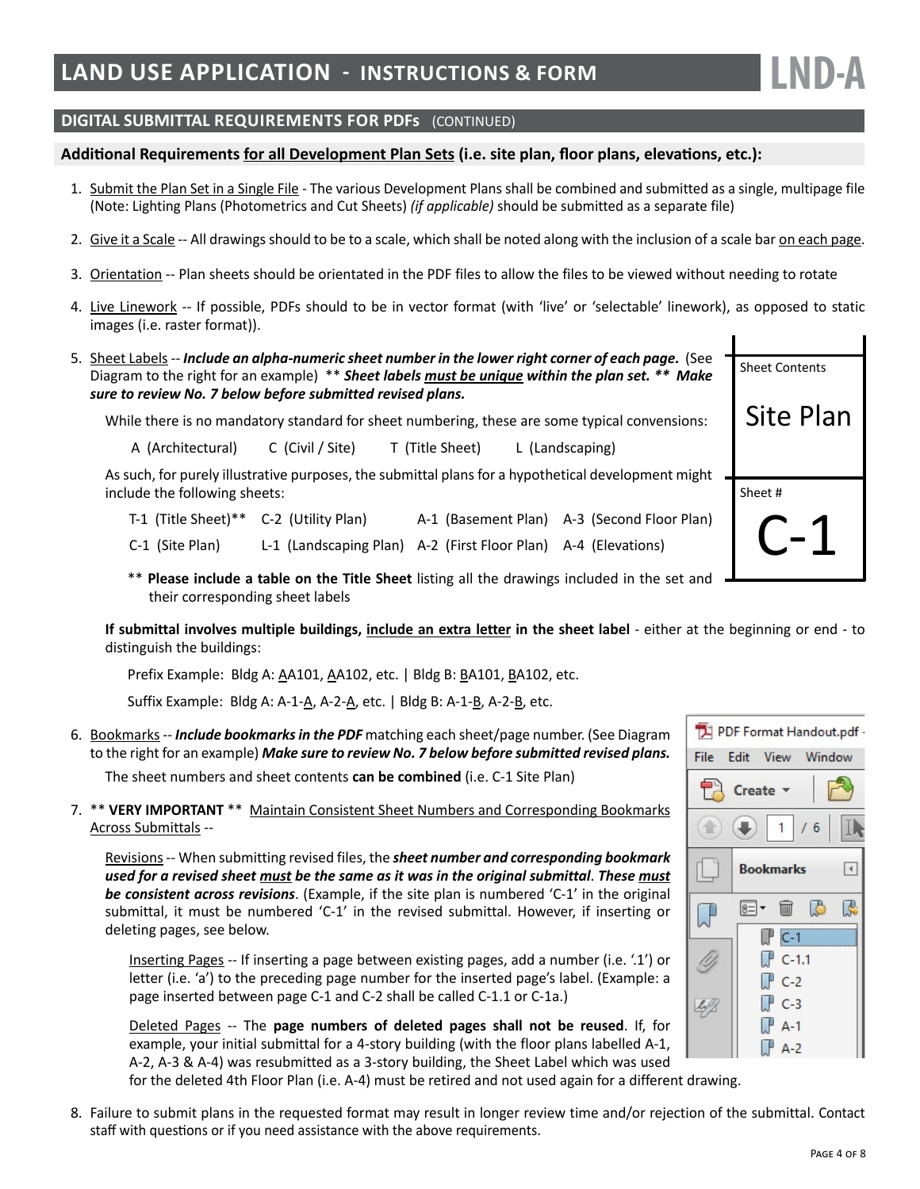# LAND USE APPLICATION - INSTRUCTIONS & FORM

LND-A

## DIGITAL SUBMITTAL REQUIREMENTS FOR PDFs (CONTINUED)

### Additional Requirements for all Development Plan Sets (i.e. site plan, floor plans, elevations, etc.):

1. Submit the Plan Set in a Single File - The various Development Plans shall be combined and submitted as a single, multipage file (Note: Lighting Plans (Photometrics and Cut Sheets) *(if applicable)* should be submitted as a separate file)

2. Give it a Scale -- All drawings should to be to a scale, which shall be noted along with the inclusion of a scale bar on each page.

3. Orientation -- Plan sheets should be orientated in the PDF files to allow the files to be viewed without needing to rotate

4. Live Linework -- If possible, PDFs should to be in vector format (with 'live' or 'selectable' linework), as opposed to static images (i.e. raster format)).

5. Sheet Labels -- ***Include an alpha-numeric sheet number in the lower right corner of each page.*** (See Diagram to the right for an example) ** ***Sheet labels must be unique within the plan set.*** ** ***Make sure to review No. 7 below before submitted revised plans.***

   While there is no mandatory standard for sheet numbering, these are some typical convensions:

   A (Architectural) C (Civil / Site) T (Title Sheet) L (Landscaping)

   As such, for purely illustrative purposes, the submittal plans for a hypothetical development might include the following sheets:

   | | | | |
   |---|---|---|---|
   | T-1 (Title Sheet)** | C-2 (Utility Plan) | A-1 (Basement Plan) | A-3 (Second Floor Plan) |
   | C-1 (Site Plan) | L-1 (Landscaping Plan) | A-2 (First Floor Plan) | A-4 (Elevations) |

   ** **Please include a table on the Title Sheet** listing all the drawings included in the set and their corresponding sheet labels

   | Sheet Contents |
   |---|
   | Site Plan |
   | Sheet # |
   | C-1 |

   **If submittal involves multiple buildings, include an extra letter in the sheet label** - either at the beginning or end - to distinguish the buildings:

   Prefix Example: Bldg A: AA101, AA102, etc. | Bldg B: BA101, BA102, etc.

   Suffix Example: Bldg A: A-1-A, A-2-A, etc. | Bldg B: A-1-B, A-2-B, etc.

6. Bookmarks -- ***Include bookmarks in the PDF*** matching each sheet/page number. (See Diagram to the right for an example) ***Make sure to review No. 7 below before submitted revised plans.***

   The sheet numbers and sheet contents **can be combined** (i.e. C-1 Site Plan)

   PDF Format Handout.pdf - File Edit View Window — Create — 1 / 6 — Bookmarks: C-1, C-1.1, C-2, C-3, A-1, A-2

7. ** **VERY IMPORTANT** ** Maintain Consistent Sheet Numbers and Corresponding Bookmarks Across Submittals --

   Revisions -- When submitting revised files, the ***sheet number and corresponding bookmark used for a revised sheet must be the same as it was in the original submittal***. ***These must be consistent across revisions***. (Example, if the site plan is numbered 'C-1' in the original submittal, it must be numbered 'C-1' in the revised submittal. However, if inserting or deleting pages, see below.

   Inserting Pages -- If inserting a page between existing pages, add a number (i.e. '.1') or letter (i.e. 'a') to the preceding page number for the inserted page's label. (Example: a page inserted between page C-1 and C-2 shall be called C-1.1 or C-1a.)

   Deleted Pages -- The **page numbers of deleted pages shall not be reused**. If, for example, your initial submittal for a 4-story building (with the floor plans labelled A-1, A-2, A-3 & A-4) was resubmitted as a 3-story building, the Sheet Label which was used for the deleted 4th Floor Plan (i.e. A-4) must be retired and not used again for a different drawing.

8. Failure to submit plans in the requested format may result in longer review time and/or rejection of the submittal. Contact staff with questions or if you need assistance with the above requirements.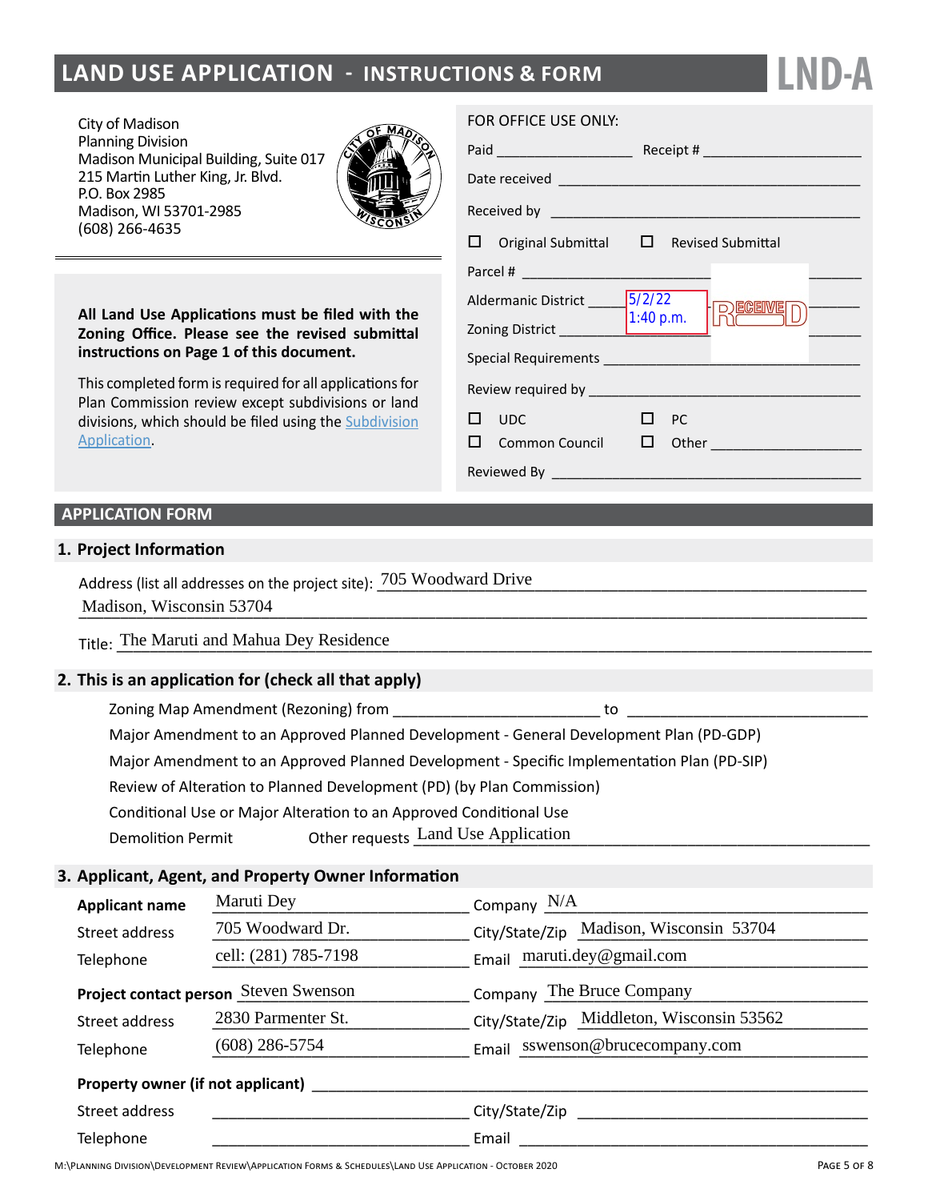# LAND USE APPLICATION - INSTRUCTIONS & FORM

**LND-A**

City of Madison
Planning Division
Madison Municipal Building, Suite 017
215 Martin Luther King, Jr. Blvd.
P.O. Box 2985
Madison, WI 53701-2985
(608) 266-4635

**All Land Use Applications must be filed with the Zoning Office. Please see the revised submittal instructions on Page 1 of this document.**

This completed form is required for all applications for Plan Commission review except subdivisions or land divisions, which should be filed using the Subdivision Application.

FOR OFFICE USE ONLY:

Paid ________________ Receipt # ____________________

Date received ____________________________________

Received by ______________________________________

☐ Original Submittal ☐ Revised Submittal

Parcel # __________________________________________

Aldermanic District ______ 5/2/22 1:40 p.m. RECEIVED

Zoning District ___________________________________

Special Requirements ______________________________

Review required by ________________________________

☐ UDC ☐ PC

☐ Common Council ☐ Other ____________________

Reviewed By ______________________________________

## APPLICATION FORM

### 1. Project Information

Address (list all addresses on the project site): 705 Woodward Drive
Madison, Wisconsin 53704

Title: The Maruti and Mahua Dey Residence

### 2. This is an application for (check all that apply)

Zoning Map Amendment (Rezoning) from ______________________ to ______________________

Major Amendment to an Approved Planned Development - General Development Plan (PD-GDP)

Major Amendment to an Approved Planned Development - Specific Implementation Plan (PD-SIP)

Review of Alteration to Planned Development (PD) (by Plan Commission)

Conditional Use or Major Alteration to an Approved Conditional Use

Demolition Permit Other requests Land Use Application

### 3. Applicant, Agent, and Property Owner Information

**Applicant name** Maruti Dey Company N/A

Street address 705 Woodward Dr. City/State/Zip Madison, Wisconsin 53704

Telephone cell: (281) 785-7198 Email maruti.dey@gmail.com

**Project contact person** Steven Swenson Company The Bruce Company

Street address 2830 Parmenter St. City/State/Zip Middleton, Wisconsin 53562

Telephone (608) 286-5754 Email sswenson@brucecompany.com

**Property owner (if not applicant)** ______________________________

Street address ______________________ City/State/Zip ______________________

Telephone ______________________ Email ______________________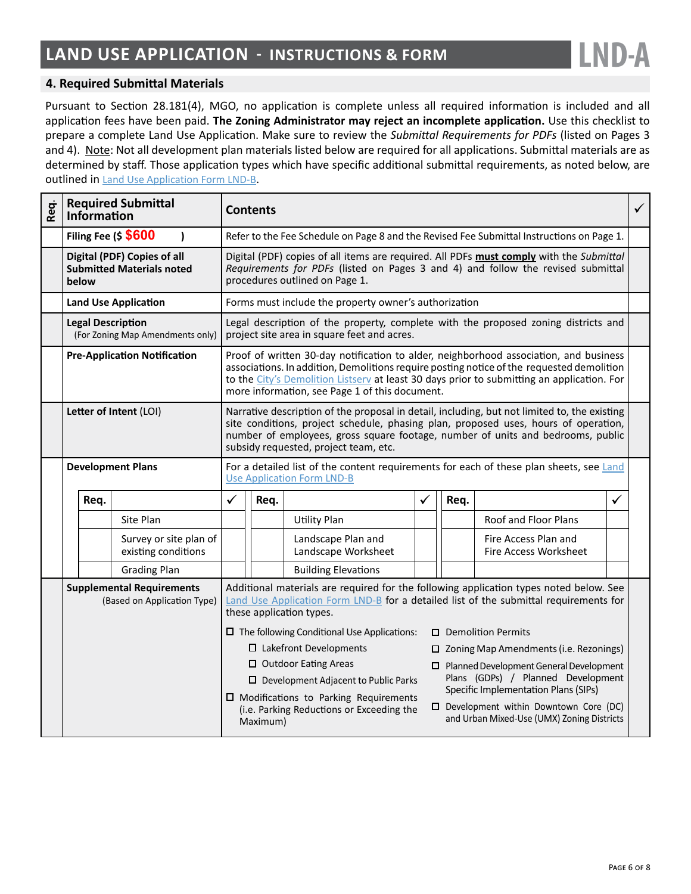# LAND USE APPLICATION - INSTRUCTIONS & FORM

**LND-A**

## 4. Required Submittal Materials

Pursuant to Section 28.181(4), MGO, no application is complete unless all required information is included and all application fees have been paid. **The Zoning Administrator may reject an incomplete application.** Use this checklist to prepare a complete Land Use Application. Make sure to review the *Submittal Requirements for PDFs* (listed on Pages 3 and 4). Note: Not all development plan materials listed below are required for all applications. Submittal materials are as determined by staff. Those application types which have specific additional submittal requirements, as noted below, are outlined in Land Use Application Form LND-B.

| Req. | Required Submittal Information | Contents | ✓ |
|---|---|---|---|
| | **Filing Fee ($ $600 )** | Refer to the Fee Schedule on Page 8 and the Revised Fee Submittal Instructions on Page 1. | |
| | **Digital (PDF) Copies of all Submitted Materials noted below** | Digital (PDF) copies of all items are required. All PDFs **must comply** with the *Submittal Requirements for PDFs* (listed on Pages 3 and 4) and follow the revised submittal procedures outlined on Page 1. | |
| | **Land Use Application** | Forms must include the property owner's authorization | |
| | **Legal Description** (For Zoning Map Amendments only) | Legal description of the property, complete with the proposed zoning districts and project site area in square feet and acres. | |
| | **Pre-Application Notification** | Proof of written 30-day notification to alder, neighborhood association, and business associations. In addition, Demolitions require posting notice of the requested demolition to the City's Demolition Listserv at least 30 days prior to submitting an application. For more information, see Page 1 of this document. | |
| | **Letter of Intent** (LOI) | Narrative description of the proposal in detail, including, but not limited to, the existing site conditions, project schedule, phasing plan, proposed uses, hours of operation, number of employees, gross square footage, number of units and bedrooms, public subsidy requested, project team, etc. | |
| | **Development Plans** | For a detailed list of the content requirements for each of these plan sheets, see Land Use Application Form LND-B | |

| Req. | | ✓ | Req. | | ✓ | Req. | | ✓ |
|---|---|---|---|---|---|---|---|---|
| | Site Plan | | | Utility Plan | | | Roof and Floor Plans | |
| | Survey or site plan of existing conditions | | | Landscape Plan and Landscape Worksheet | | | Fire Access Plan and Fire Access Worksheet | |
| | Grading Plan | | | Building Elevations | | | | |

| Req. | Required Submittal Information | Contents | ✓ |
|---|---|---|---|
| | **Supplemental Requirements** (Based on Application Type) | Additional materials are required for the following application types noted below. See Land Use Application Form LND-B for a detailed list of the submittal requirements for these application types.<br><br>☐ The following Conditional Use Applications:<br>☐ Lakefront Developments<br>☐ Outdoor Eating Areas<br>☐ Development Adjacent to Public Parks<br>☐ Modifications to Parking Requirements (i.e. Parking Reductions or Exceeding the Maximum)<br>☐ Demolition Permits<br>☐ Zoning Map Amendments (i.e. Rezonings)<br>☐ Planned Development General Development Plans (GDPs) / Planned Development Specific Implementation Plans (SIPs)<br>☐ Development within Downtown Core (DC) and Urban Mixed-Use (UMX) Zoning Districts | |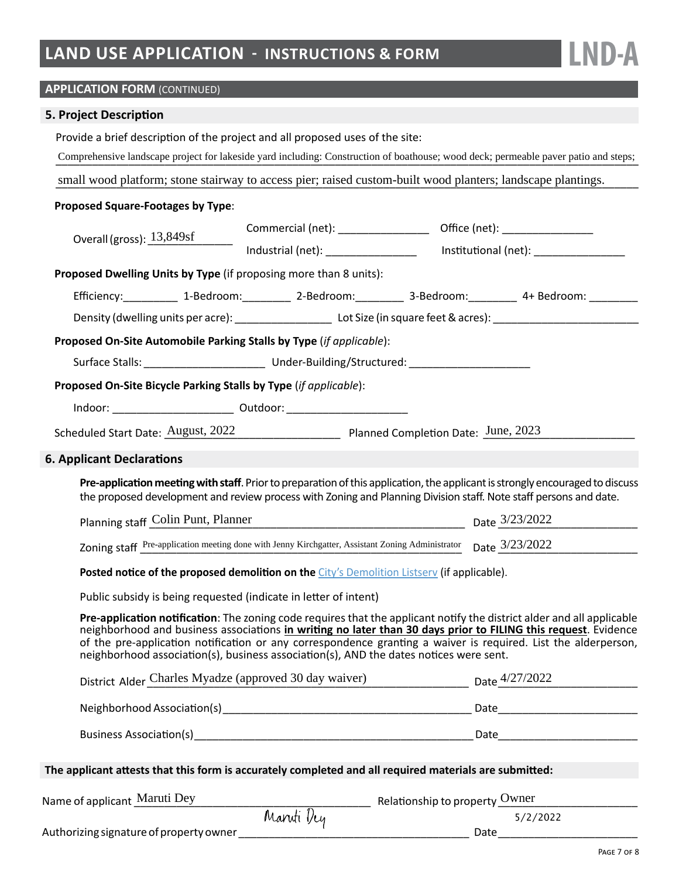# LAND USE APPLICATION - INSTRUCTIONS & FORM

**LND-A**

## APPLICATION FORM (CONTINUED)

### 5. Project Description

Provide a brief description of the project and all proposed uses of the site:

Comprehensive landscape project for lakeside yard including: Construction of boathouse; wood deck; permeable paver patio and steps; small wood platform; stone stairway to access pier; raised custom-built wood planters; landscape plantings.

**Proposed Square-Footages by Type**:

Overall (gross): 13,849sf

Commercial (net): ______________ Office (net): ______________

Industrial (net): ______________ Institutional (net): ______________

**Proposed Dwelling Units by Type** (if proposing more than 8 units):

Efficiency: ________ 1-Bedroom: ________ 2-Bedroom: ________ 3-Bedroom: ________ 4+ Bedroom: ________

Density (dwelling units per acre): ______________ Lot Size (in square feet & acres): ______________

**Proposed On-Site Automobile Parking Stalls by Type** (*if applicable*):

Surface Stalls: ______________ Under-Building/Structured: ______________

**Proposed On-Site Bicycle Parking Stalls by Type** (*if applicable*):

Indoor: ______________ Outdoor: ______________

Scheduled Start Date: August, 2022 Planned Completion Date: June, 2023

### 6. Applicant Declarations

**Pre-application meeting with staff**. Prior to preparation of this application, the applicant is strongly encouraged to discuss the proposed development and review process with Zoning and Planning Division staff. Note staff persons and date.

Planning staff Colin Punt, Planner Date 3/23/2022

Zoning staff Pre-application meeting done with Jenny Kirchgatter, Assistant Zoning Administrator Date 3/23/2022

**Posted notice of the proposed demolition on the** City's Demolition Listserv (if applicable).

Public subsidy is being requested (indicate in letter of intent)

**Pre-application notification**: The zoning code requires that the applicant notify the district alder and all applicable neighborhood and business associations **in writing no later than 30 days prior to FILING this request**. Evidence of the pre-application notification or any correspondence granting a waiver is required. List the alderperson, neighborhood association(s), business association(s), AND the dates notices were sent.

District Alder Charles Myadze (approved 30 day waiver) Date 4/27/2022

Neighborhood Association(s) ______________ Date ______________

Business Association(s) ______________ Date ______________

**The applicant attests that this form is accurately completed and all required materials are submitted:**

Name of applicant Maruti Dey Relationship to property Owner

Authorizing signature of property owner Maruti Dey Date 5/2/2022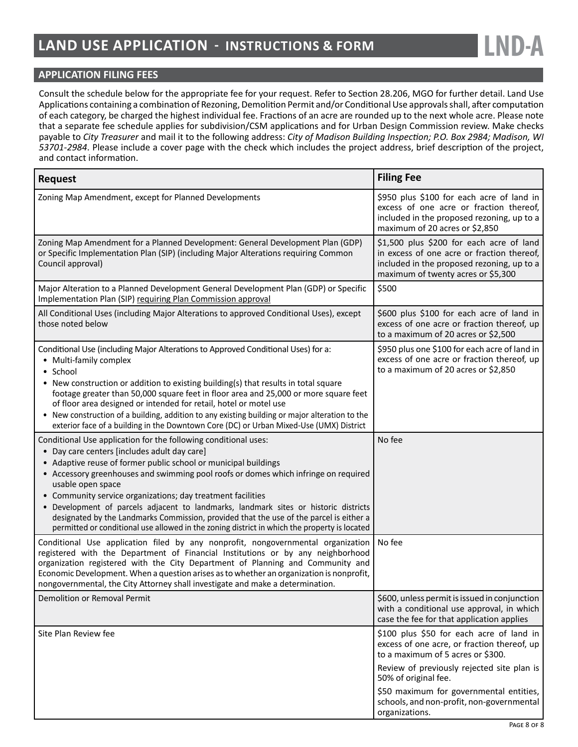# LAND USE APPLICATION - INSTRUCTIONS & FORM

**LND-A**

## APPLICATION FILING FEES

Consult the schedule below for the appropriate fee for your request. Refer to Section 28.206, MGO for further detail. Land Use Applications containing a combination of Rezoning, Demolition Permit and/or Conditional Use approvals shall, after computation of each category, be charged the highest individual fee. Fractions of an acre are rounded up to the next whole acre. Please note that a separate fee schedule applies for subdivision/CSM applications and for Urban Design Commission review. Make checks payable to *City Treasurer* and mail it to the following address: *City of Madison Building Inspection; P.O. Box 2984; Madison, WI 53701-2984*. Please include a cover page with the check which includes the project address, brief description of the project, and contact information.

| Request | Filing Fee |
|---|---|
| Zoning Map Amendment, except for Planned Developments | $950 plus $100 for each acre of land in excess of one acre or fraction thereof, included in the proposed rezoning, up to a maximum of 20 acres or $2,850 |
| Zoning Map Amendment for a Planned Development: General Development Plan (GDP) or Specific Implementation Plan (SIP) (including Major Alterations requiring Common Council approval) | $1,500 plus $200 for each acre of land in excess of one acre or fraction thereof, included in the proposed rezoning, up to a maximum of twenty acres or $5,300 |
| Major Alteration to a Planned Development General Development Plan (GDP) or Specific Implementation Plan (SIP) requiring Plan Commission approval | $500 |
| All Conditional Uses (including Major Alterations to approved Conditional Uses), except those noted below | $600 plus $100 for each acre of land in excess of one acre or fraction thereof, up to a maximum of 20 acres or $2,500 |
| Conditional Use (including Major Alterations to Approved Conditional Uses) for a:<br>• Multi-family complex<br>• School<br>• New construction or addition to existing building(s) that results in total square footage greater than 50,000 square feet in floor area and 25,000 or more square feet of floor area designed or intended for retail, hotel or motel use<br>• New construction of a building, addition to any existing building or major alteration to the exterior face of a building in the Downtown Core (DC) or Urban Mixed-Use (UMX) District | $950 plus one $100 for each acre of land in excess of one acre or fraction thereof, up to a maximum of 20 acres or $2,850 |
| Conditional Use application for the following conditional uses:<br>• Day care centers [includes adult day care]<br>• Adaptive reuse of former public school or municipal buildings<br>• Accessory greenhouses and swimming pool roofs or domes which infringe on required usable open space<br>• Community service organizations; day treatment facilities<br>• Development of parcels adjacent to landmarks, landmark sites or historic districts designated by the Landmarks Commission, provided that the use of the parcel is either a permitted or conditional use allowed in the zoning district in which the property is located | No fee |
| Conditional Use application filed by any nonprofit, nongovernmental organization registered with the Department of Financial Institutions or by any neighborhood organization registered with the City Department of Planning and Community and Economic Development. When a question arises as to whether an organization is nonprofit, nongovernmental, the City Attorney shall investigate and make a determination. | No fee |
| Demolition or Removal Permit | $600, unless permit is issued in conjunction with a conditional use approval, in which case the fee for that application applies |
| Site Plan Review fee | $100 plus $50 for each acre of land in excess of one acre, or fraction thereof, up to a maximum of 5 acres or $300.<br>Review of previously rejected site plan is 50% of original fee.<br>$50 maximum for governmental entities, schools, and non-profit, non-governmental organizations. |